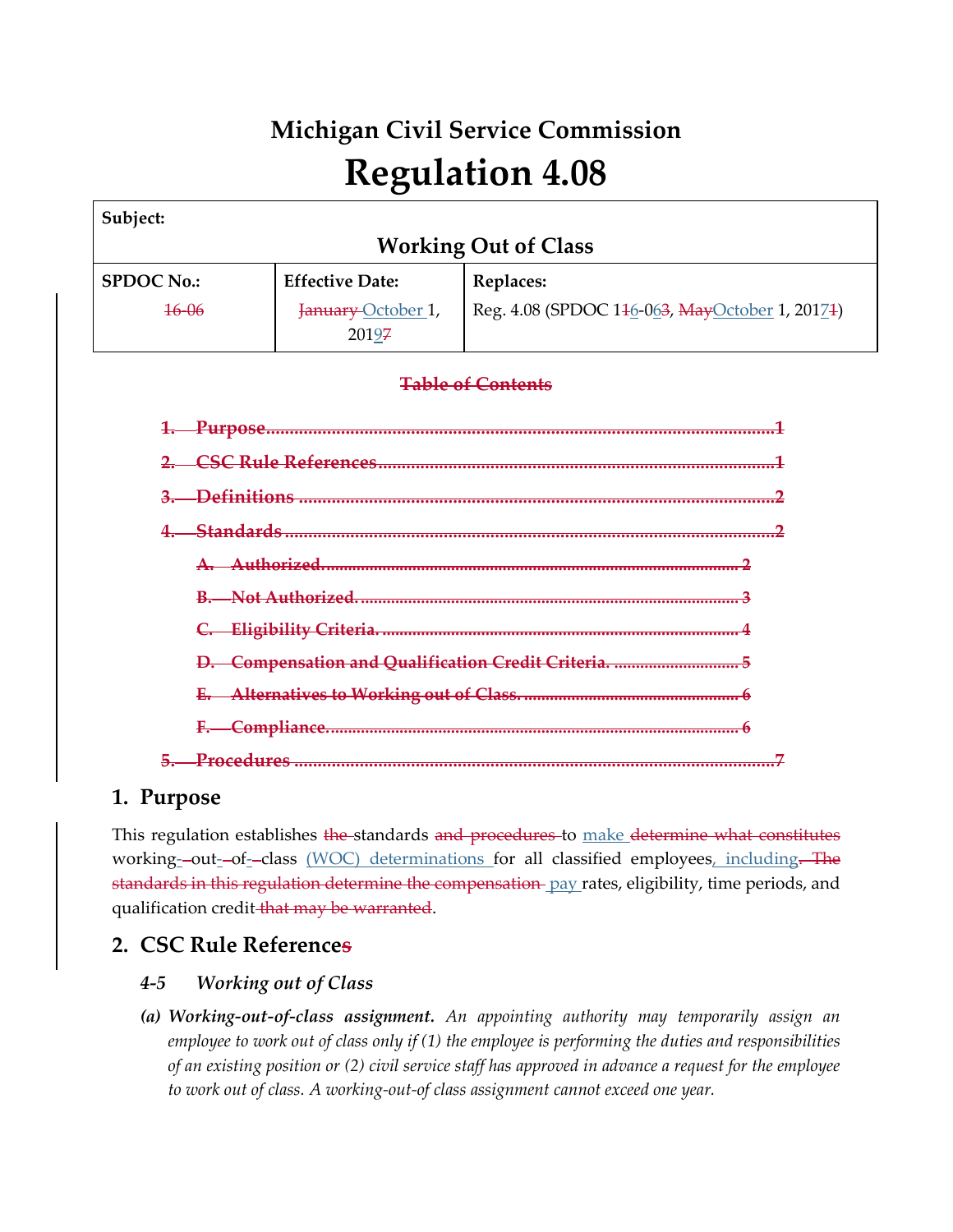# Michigan Civil Service Commission

# Regulation 4.08

| Subject: | | |
|---|---|---|
| **Working Out of Class** | | |
| **SPDOC No.:** | **Effective Date:** | **Replaces:** |
| ~~16-06~~ | ~~January~~ October 1, 201~~7~~9 | Reg. 4.08 (SPDOC 1~~1~~6-06~~3~~, ~~May~~October 1, 2017~~1~~) |

~~**Table of Contents**~~

~~1. Purpose ........ 1~~

~~2. CSC Rule References ........ 1~~

~~3. Definitions ........ 2~~

~~4. Standards ........ 2~~

- ~~A. Authorized. ........ 2~~
- ~~B. Not Authorized. ........ 3~~
- ~~C. Eligibility Criteria. ........ 4~~
- ~~D. Compensation and Qualification Credit Criteria. ........ 5~~
- ~~E. Alternatives to Working out of Class. ........ 6~~
- ~~F. Compliance. ........ 6~~

~~5. Procedures ........ 7~~

## 1. Purpose

This regulation establishes ~~the~~ standards ~~and procedures~~ to make ~~determine what constitutes~~ working-out-of-class (WOC) determinations for all classified employees, including~~. The standards in this regulation determine the compensation~~ pay rates, eligibility, time periods, and qualification credit ~~that may be warranted~~.

## 2. CSC Rule Reference~~s~~

### *4-5 Working out of Class*

***(a) Working-out-of-class assignment.*** *An appointing authority may temporarily assign an employee to work out of class only if (1) the employee is performing the duties and responsibilities of an existing position or (2) civil service staff has approved in advance a request for the employee to work out of class. A working-out-of class assignment cannot exceed one year.*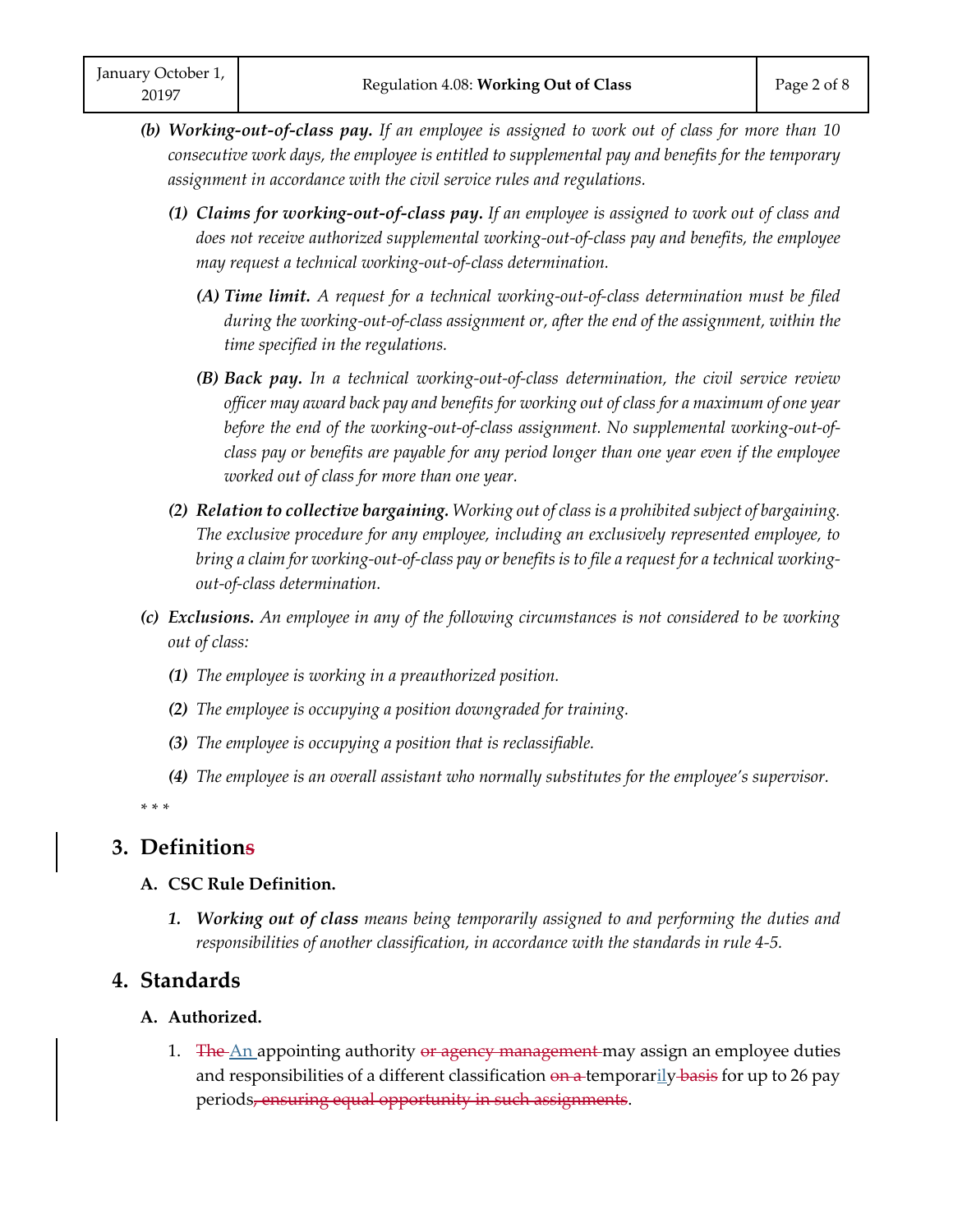*(b)* ***Working-out-of-class pay.*** *If an employee is assigned to work out of class for more than 10 consecutive work days, the employee is entitled to supplemental pay and benefits for the temporary assignment in accordance with the civil service rules and regulations.*

> *(1)* ***Claims for working-out-of-class pay.*** *If an employee is assigned to work out of class and does not receive authorized supplemental working-out-of-class pay and benefits, the employee may request a technical working-out-of-class determination.*
>
> > *(A)* ***Time limit.*** *A request for a technical working-out-of-class determination must be filed during the working-out-of-class assignment or, after the end of the assignment, within the time specified in the regulations.*
> >
> > *(B)* ***Back pay.*** *In a technical working-out-of-class determination, the civil service review officer may award back pay and benefits for working out of class for a maximum of one year before the end of the working-out-of-class assignment. No supplemental working-out-of-class pay or benefits are payable for any period longer than one year even if the employee worked out of class for more than one year.*
>
> *(2)* ***Relation to collective bargaining.*** *Working out of class is a prohibited subject of bargaining. The exclusive procedure for any employee, including an exclusively represented employee, to bring a claim for working-out-of-class pay or benefits is to file a request for a technical working-out-of-class determination.*

*(c)* ***Exclusions.*** *An employee in any of the following circumstances is not considered to be working out of class:*

> *(1) The employee is working in a preauthorized position.*
>
> *(2) The employee is occupying a position downgraded for training.*
>
> *(3) The employee is occupying a position that is reclassifiable.*
>
> *(4) The employee is an overall assistant who normally substitutes for the employee's supervisor.*

\* \* \*

## 3. Definition~~s~~

### A. CSC Rule Definition.

1. ***Working out of class*** *means being temporarily assigned to and performing the duties and responsibilities of another classification, in accordance with the standards in rule 4-5.*

## 4. Standards

### A. Authorized.

1. ~~The~~ An appointing authority ~~or agency management~~ may assign an employee duties and responsibilities of a different classification ~~on a~~ temporarily ~~basis~~ for up to 26 pay periods~~, ensuring equal opportunity in such assignments~~.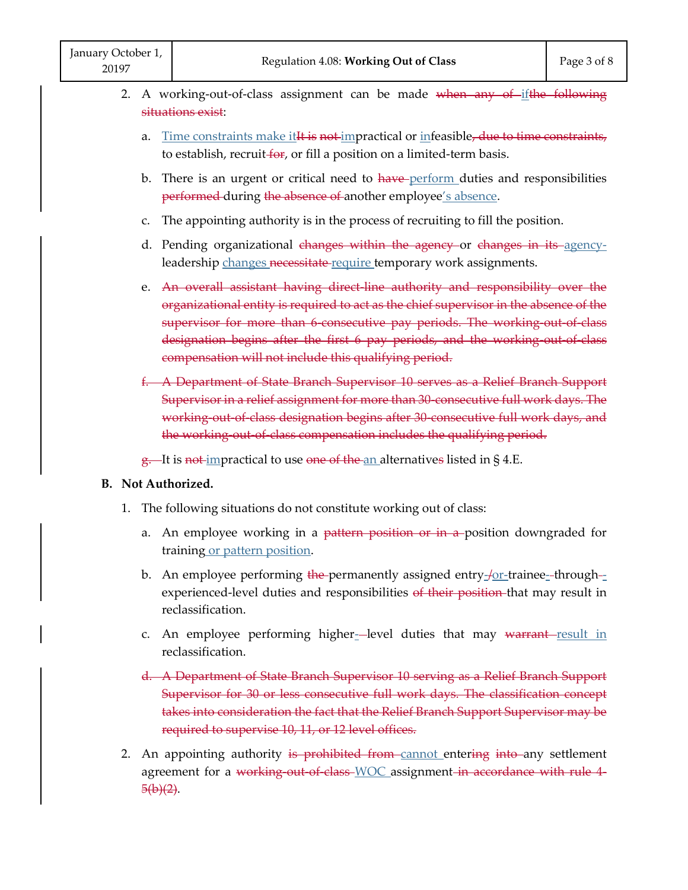2. A working-out-of-class assignment can be made ~~when any of~~ if~~the following situations exist~~:

    a. Time constraints make it~~It is~~ ~~not~~ impractical or infeasible~~, due to time constraints,~~ to establish, recruit ~~for~~, or fill a position on a limited-term basis.

    b. There is an urgent or critical need to ~~have~~ perform duties and responsibilities ~~performed~~ during ~~the absence of~~ another employee's absence.

    c. The appointing authority is in the process of recruiting to fill the position.

    d. Pending organizational ~~changes within the agency~~ or ~~changes in its~~ agency-leadership changes ~~necessitate~~ require temporary work assignments.

    e. ~~An overall assistant having direct-line authority and responsibility over the organizational entity is required to act as the chief supervisor in the absence of the supervisor for more than 6-consecutive pay periods. The working-out-of-class designation begins after the first 6 pay periods, and the working-out-of-class compensation will not include this qualifying period.~~

    ~~f. A Department of State Branch Supervisor 10 serves as a Relief Branch Support Supervisor in a relief assignment for more than 30-consecutive full work days. The working-out-of-class designation begins after 30-consecutive full work days, and the working-out-of-class compensation includes the qualifying period.~~

    ~~g.~~ It is ~~not~~ impractical to use ~~one of the~~ an alternative~~s~~ listed in § 4.E.

**B. Not Authorized.**

1. The following situations do not constitute working out of class:

    a. An employee working in a ~~pattern position or in a~~ position downgraded for training or pattern position.

    b. An employee performing ~~the~~ permanently assigned entry-~~/~~or-trainee-~~-~~through-~~-~~experienced-level duties and responsibilities ~~of their position~~ that may result in reclassification.

    c. An employee performing higher-~~-~~level duties that may ~~warrant~~ result in reclassification.

    ~~d. A Department of State Branch Supervisor 10 serving as a Relief Branch Support Supervisor for 30 or less consecutive full work days. The classification concept takes into consideration the fact that the Relief Branch Support Supervisor may be required to supervise 10, 11, or 12 level offices.~~

2. An appointing authority ~~is prohibited from~~ cannot enter~~ing~~ ~~into~~ any settlement agreement for a ~~working-out-of-class~~ WOC assignment~~ in accordance with rule 4-5(b)(2)~~.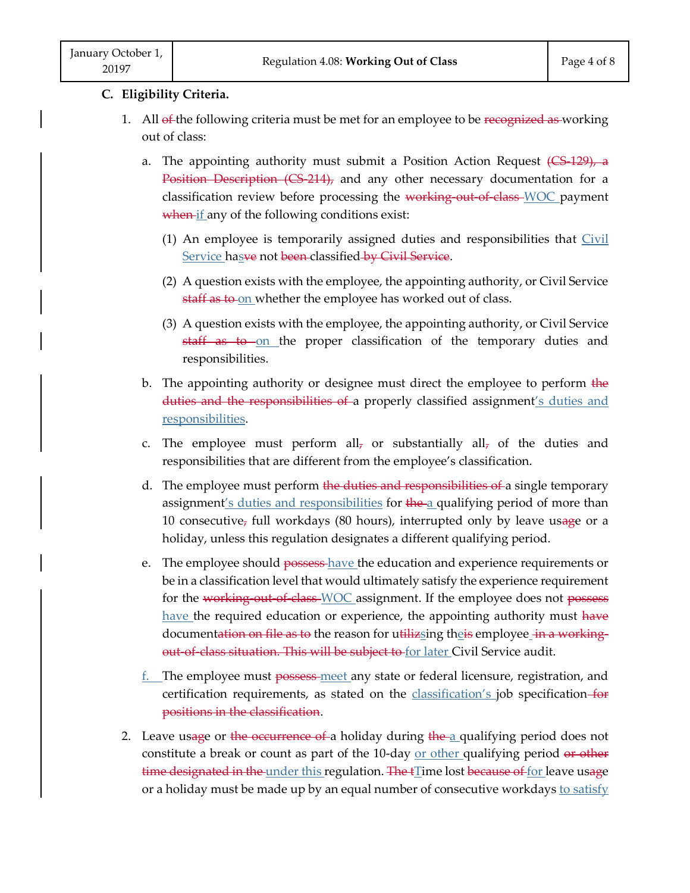**C. Eligibility Criteria.**

1. All ~~of~~ the following criteria must be met for an employee to be ~~recognized as~~ working out of class:

   a. The appointing authority must submit a Position Action Request ~~(CS-129), a Position Description (CS-214),~~ and any other necessary documentation for a classification review before processing the ~~working-out-of-class~~ WOC payment ~~when~~ if any of the following conditions exist:

      (1) An employee is temporarily assigned duties and responsibilities that Civil Service has~~ve~~ not ~~been~~ classified ~~by Civil Service~~.

      (2) A question exists with the employee, the appointing authority, or Civil Service ~~staff as to~~ on whether the employee has worked out of class.

      (3) A question exists with the employee, the appointing authority, or Civil Service ~~staff as to~~ on the proper classification of the temporary duties and responsibilities.

   b. The appointing authority or designee must direct the employee to perform ~~the duties and the responsibilities of~~ a properly classified assignment's duties and responsibilities.

   c. The employee must perform all~~,~~ or substantially all~~,~~ of the duties and responsibilities that are different from the employee's classification.

   d. The employee must perform ~~the duties and responsibilities of~~ a single temporary assignment's duties and responsibilities for ~~the~~ a qualifying period of more than 10 consecutive~~,~~ full workdays (80 hours), interrupted only by leave us~~ag~~e or a holiday, unless this regulation designates a different qualifying period.

   e. The employee should ~~possess~~ have the education and experience requirements or be in a classification level that would ultimately satisfy the experience requirement for the ~~working-out-of-class~~ WOC assignment. If the employee does not ~~possess~~ have the required education or experience, the appointing authority must ~~have~~ document~~ation on file as to~~ the reason for u~~tiliz~~sing the~~is~~ employee ~~in a working-out-of-class situation. This will be subject to~~ for later Civil Service audit.

   f. The employee must ~~possess~~ meet any state or federal licensure, registration, and certification requirements, as stated on the classification's job specification ~~for positions in the classification~~.

2. Leave us~~ag~~e or ~~the occurrence of~~ a holiday during ~~the~~ a qualifying period does not constitute a break or count as part of the 10-day or other qualifying period ~~or other time designated in the~~ under this regulation. ~~The t~~Time lost ~~because of~~ for leave us~~ag~~e or a holiday must be made up by an equal number of consecutive workdays to satisfy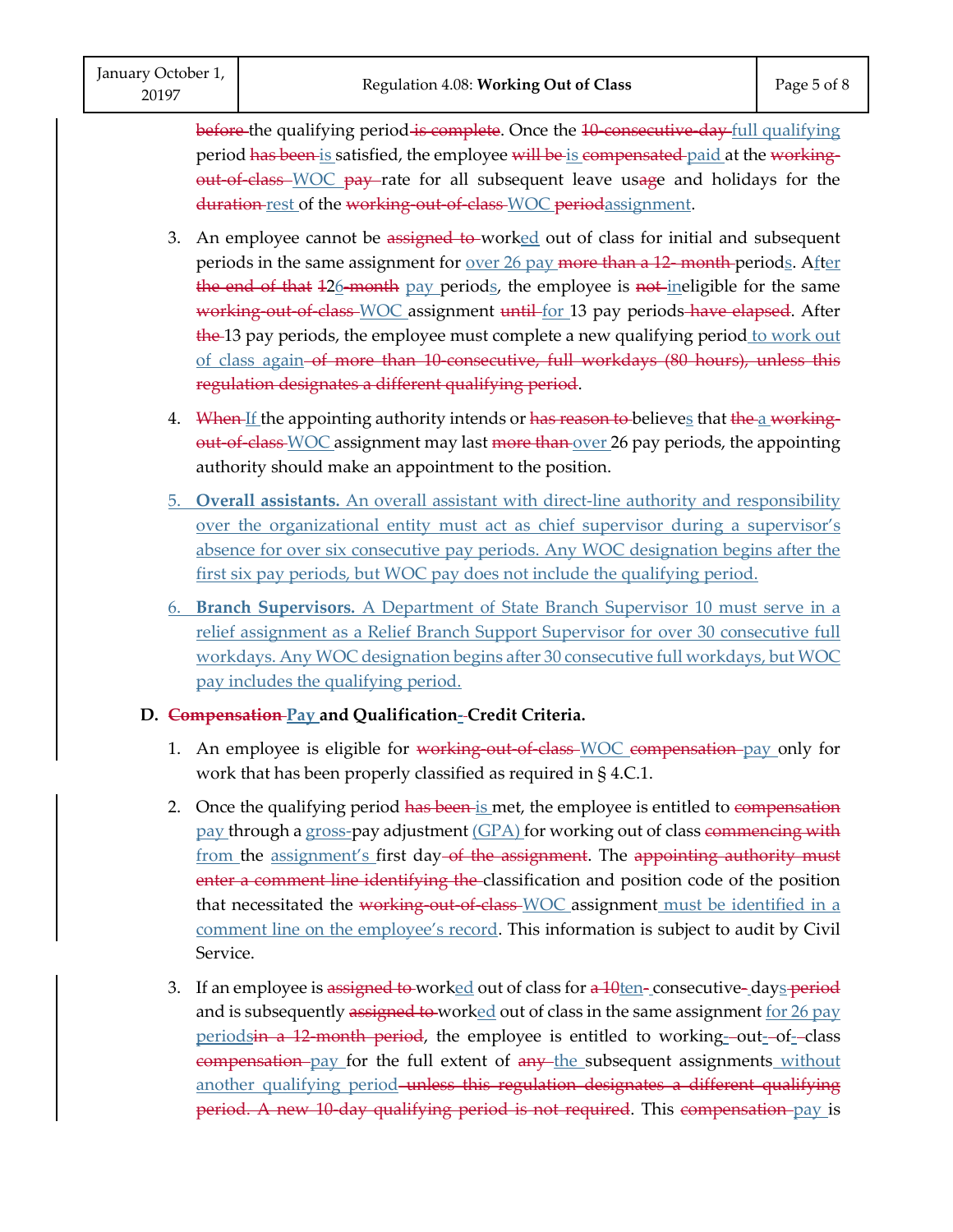~~before~~ the qualifying period ~~is complete~~. Once the ~~10-consecutive-day~~ full qualifying period ~~has been~~ is satisfied, the employee ~~will be~~ is ~~compensated~~ paid at the ~~working-out-of-class~~ WOC ~~pay~~ rate for all subsequent leave us~~ag~~e and holidays for the ~~duration~~ rest of the ~~working-out-of-class~~ WOC ~~period~~assignment.

3. An employee cannot be ~~assigned to~~ worked out of class for initial and subsequent periods in the same assignment for over 26 pay ~~more than a 12- month~~ periods. After ~~the end of that~~ ~~1~~26~~-month~~ pay periods, the employee is ~~not~~ ineligible for the same ~~working-out-of-class~~ WOC assignment ~~until~~ for 13 pay periods ~~have elapsed~~. After ~~the~~ 13 pay periods, the employee must complete a new qualifying period to work out of class again ~~of more than 10-consecutive, full workdays (80 hours), unless this regulation designates a different qualifying period~~.

4. ~~When~~ If the appointing authority intends or ~~has reason to~~ believes that ~~the~~ a ~~working-out-of-class~~ WOC assignment may last ~~more than~~ over 26 pay periods, the appointing authority should make an appointment to the position.

5. **Overall assistants.** An overall assistant with direct-line authority and responsibility over the organizational entity must act as chief supervisor during a supervisor's absence for over six consecutive pay periods. Any WOC designation begins after the first six pay periods, but WOC pay does not include the qualifying period.

6. **Branch Supervisors.** A Department of State Branch Supervisor 10 must serve in a relief assignment as a Relief Branch Support Supervisor for over 30 consecutive full workdays. Any WOC designation begins after 30 consecutive full workdays, but WOC pay includes the qualifying period.

**D. ~~Compensation~~ Pay and Qualification~~-~~ Credit Criteria.**

1. An employee is eligible for ~~working-out-of-class~~ WOC ~~compensation~~ pay only for work that has been properly classified as required in § 4.C.1.

2. Once the qualifying period ~~has been~~ is met, the employee is entitled to ~~compensation~~ pay through a gross-pay adjustment (GPA) for working out of class ~~commencing with~~ from the assignment's first day ~~of the assignment~~. The ~~appointing authority must enter a comment line identifying the~~ classification and position code of the position that necessitated the ~~working-out-of-class~~ WOC assignment must be identified in a comment line on the employee's record. This information is subject to audit by Civil Service.

3. If an employee is ~~assigned to~~ worked out of class for ~~a 10~~ten-consecutive-days ~~period~~ and is subsequently ~~assigned to~~ worked out of class in the same assignment for 26 pay periods~~in a 12-month period~~, the employee is entitled to working-out-of-class ~~compensation~~ pay for the full extent of ~~any~~ the subsequent assignments without another qualifying period ~~unless this regulation designates a different qualifying period. A new 10-day qualifying period is not required~~. This ~~compensation~~ pay is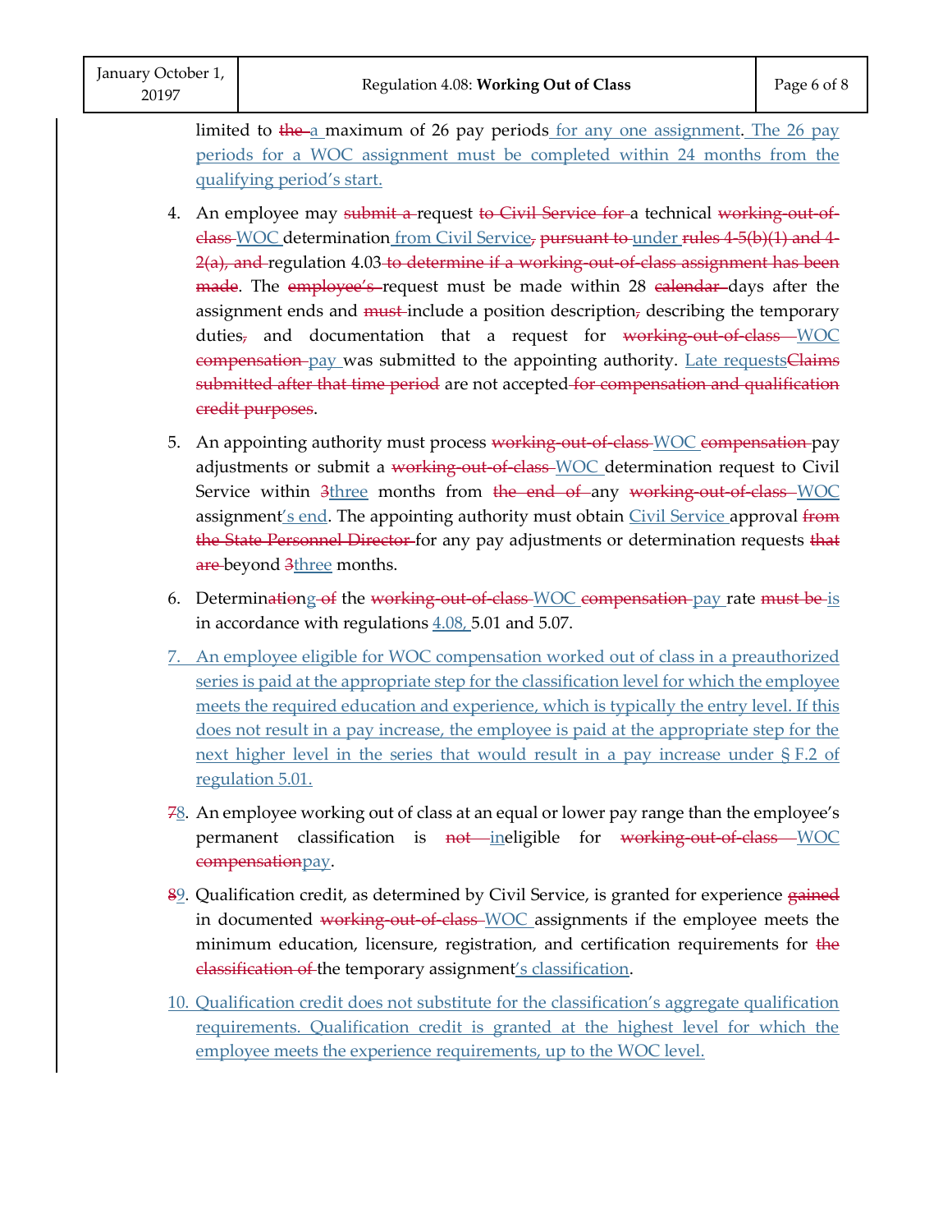limited to ~~the~~ a maximum of 26 pay periods for any one assignment. The 26 pay periods for a WOC assignment must be completed within 24 months from the qualifying period's start.

4. An employee may ~~submit a~~ request ~~to Civil Service for~~ a technical ~~working-out-of-class~~ WOC determination from Civil Service~~,~~ ~~pursuant to~~ under ~~rules 4-5(b)(1) and 4-2(a), and~~ regulation 4.03 ~~to determine if a working-out-of-class assignment has been made~~. The ~~employee's~~ request must be made within 28 ~~calendar~~ days after the assignment ends and ~~must~~ include a position description~~,~~ describing the temporary duties~~,~~ and documentation that a request for ~~working-out-of-class~~ WOC ~~compensation~~ pay was submitted to the appointing authority. Late requests~~Claims submitted after that time period~~ are not accepted ~~for compensation and qualification credit purposes~~.

5. An appointing authority must process ~~working-out-of-class~~ WOC ~~compensation~~ pay adjustments or submit a ~~working-out-of-class~~ WOC determination request to Civil Service within ~~3~~three months from ~~the end of~~ any ~~working-out-of-class~~ WOC assignment's end. The appointing authority must obtain Civil Service approval ~~from the State Personnel Director~~ for any pay adjustments or determination requests ~~that are~~ beyond ~~3~~three months.

6. Determin~~ation~~ing ~~of~~ the ~~working-out-of-class~~ WOC ~~compensation~~ pay rate ~~must be~~ is in accordance with regulations 4.08, 5.01 and 5.07.

7. An employee eligible for WOC compensation worked out of class in a preauthorized series is paid at the appropriate step for the classification level for which the employee meets the required education and experience, which is typically the entry level. If this does not result in a pay increase, the employee is paid at the appropriate step for the next higher level in the series that would result in a pay increase under § F.2 of regulation 5.01.

~~7~~8. An employee working out of class at an equal or lower pay range than the employee's permanent classification is ~~not~~ ineligible for ~~working-out-of-class~~ WOC ~~compensation~~pay.

~~8~~9. Qualification credit, as determined by Civil Service, is granted for experience ~~gained~~ in documented ~~working-out-of-class~~ WOC assignments if the employee meets the minimum education, licensure, registration, and certification requirements for ~~the classification of~~ the temporary assignment's classification.

10. Qualification credit does not substitute for the classification's aggregate qualification requirements. Qualification credit is granted at the highest level for which the employee meets the experience requirements, up to the WOC level.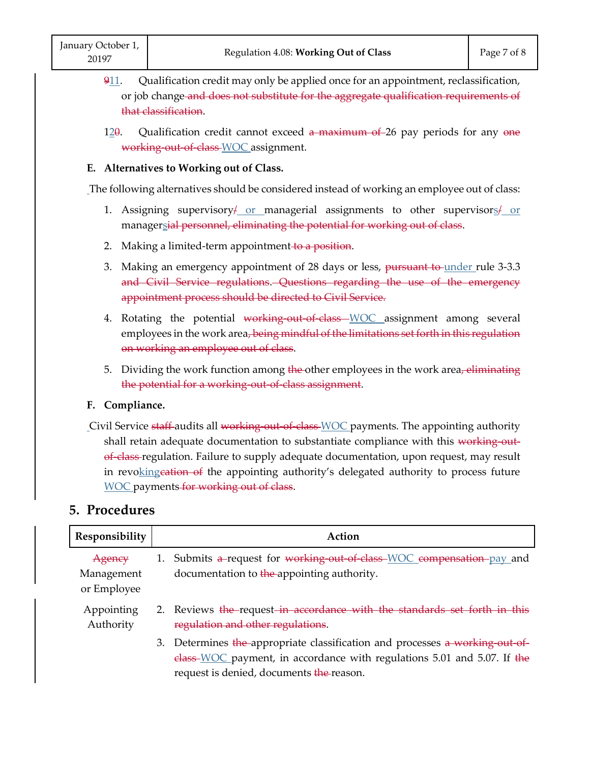~~9~~11. Qualification credit may only be applied once for an appointment, reclassification, or job change ~~and does not substitute for the aggregate qualification requirements of that classification~~.

12~~0~~. Qualification credit cannot exceed ~~a maximum of~~ 26 pay periods for any ~~one working-out-of-class~~ WOC assignment.

**E. Alternatives to Working out of Class.**

The following alternatives should be considered instead of working an employee out of class:

1. Assigning supervisory~~/~~ or managerial assignments to other supervisors~~/~~ or managers~~ial personnel, eliminating the potential for working out of class~~.
2. Making a limited-term appointment ~~to a position~~.
3. Making an emergency appointment of 28 days or less, ~~pursuant to~~ under rule 3-3.3 ~~and Civil Service regulations~~. ~~Questions regarding the use of the emergency appointment process should be directed to Civil Service.~~
4. Rotating the potential ~~working-out-of-class~~ WOC assignment among several employees in the work area~~, being mindful of the limitations set forth in this regulation on working an employee out of class~~.
5. Dividing the work function among ~~the~~ other employees in the work area~~, eliminating the potential for a working-out-of-class assignment~~.

**F. Compliance.**

Civil Service ~~staff~~ audits all ~~working-out-of-class~~ WOC payments. The appointing authority shall retain adequate documentation to substantiate compliance with this ~~working-out-of-class~~ regulation. Failure to supply adequate documentation, upon request, may result in revoking~~cation of~~ the appointing authority's delegated authority to process future WOC payments ~~for working out of class~~.

## 5. Procedures

| Responsibility | Action |
|---|---|
| ~~Agency~~ Management or Employee | 1. Submits ~~a~~ request for ~~working-out-of-class~~ WOC ~~compensation~~ pay and documentation to ~~the~~ appointing authority. |
| Appointing Authority | 2. Reviews ~~the~~ request ~~in accordance with the standards set forth in this regulation and other regulations~~.<br>3. Determines ~~the~~ appropriate classification and processes ~~a working-out-of-class~~ WOC payment, in accordance with regulations 5.01 and 5.07. If ~~the~~ request is denied, documents ~~the~~ reason. |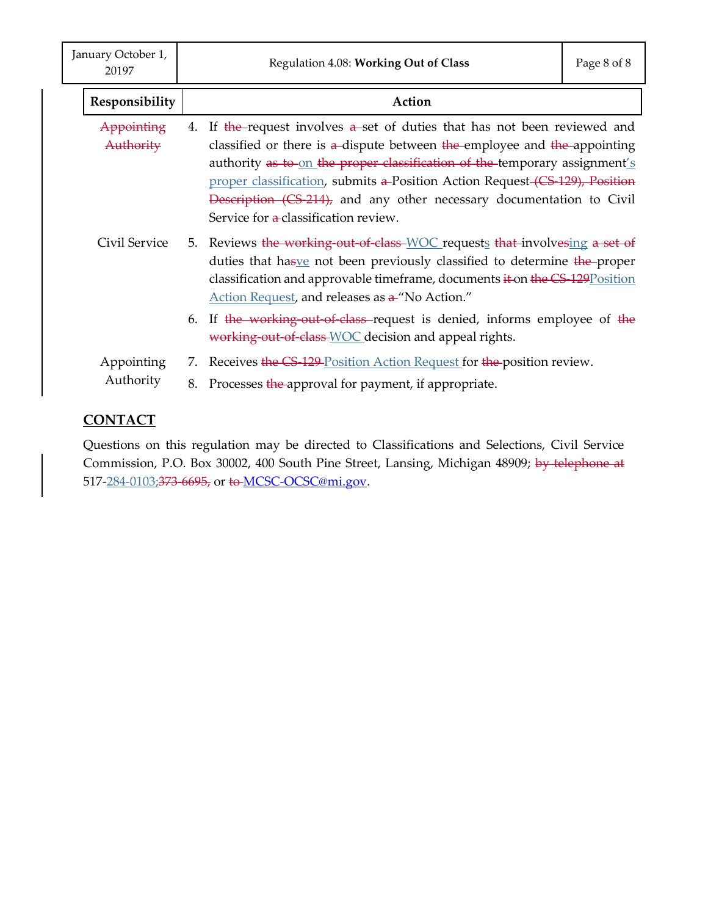| Responsibility | Action |
|---|---|
| ~~Appointing Authority~~ | 4. If ~~the~~ request involves ~~a~~ set of duties that has not been reviewed and classified or there is ~~a~~ dispute between ~~the~~ employee and ~~the~~ appointing authority ~~as to~~ on ~~the proper classification of the~~ temporary assignment's proper classification, submits ~~a~~ Position Action Request ~~(CS-129), Position Description (CS-214),~~ and any other necessary documentation to Civil Service for ~~a~~ classification review. |
| Civil Service | 5. Reviews ~~the working-out-of-class~~ WOC requests ~~that~~ involv~~es~~ing ~~a set of~~ duties that ha~~s~~ve not been previously classified to determine ~~the~~ proper classification and approvable timeframe, documents ~~it~~ on ~~the CS-129~~Position Action Request, and releases as ~~a~~ "No Action." |
| | 6. If ~~the working-out-of-class~~ request is denied, informs employee of ~~the working-out-of-class~~ WOC decision and appeal rights. |
| Appointing Authority | 7. Receives ~~the CS-129~~ Position Action Request for ~~the~~ position review. |
| | 8. Processes ~~the~~ approval for payment, if appropriate. |

## CONTACT

Questions on this regulation may be directed to Classifications and Selections, Civil Service Commission, P.O. Box 30002, 400 South Pine Street, Lansing, Michigan 48909; ~~by telephone at~~ 517-284-0103;~~373-6695,~~ or ~~to~~ MCSC-OCSC@mi.gov.